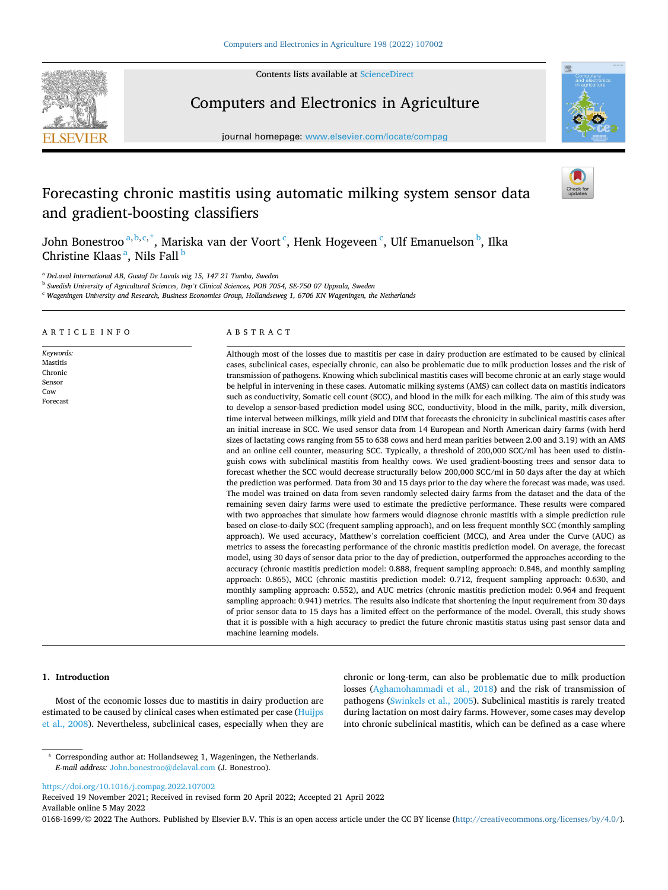# Forecasting chronic mastitis using automatic milking system sensor data and gradient-boosting classifiers

John Bonestroo[a,b,c,*], Mariska van der Voort[c], Henk Hogeveen[c], Ulf Emanuelson[b], Ilka Christine Klaas[a], Nils Fall[b]

[a] DeLaval International AB, Gustaf De Lavals väg 15, 147 21 Tumba, Sweden
[b] Swedish University of Agricultural Sciences, Dep't Clinical Sciences, POB 7054, SE-750 07 Uppsala, Sweden
[c] Wageningen University and Research, Business Economics Group, Hollandseweg 1, 6706 KN Wageningen, the Netherlands

## ARTICLE INFO

*Keywords:*
Mastitis
Chronic
Sensor
Cow
Forecast

## ABSTRACT

Although most of the losses due to mastitis per case in dairy production are estimated to be caused by clinical cases, subclinical cases, especially chronic, can also be problematic due to milk production losses and the risk of transmission of pathogens. Knowing which subclinical mastitis cases will become chronic at an early stage would be helpful in intervening in these cases. Automatic milking systems (AMS) can collect data on mastitis indicators such as conductivity, Somatic cell count (SCC), and blood in the milk for each milking. The aim of this study was to develop a sensor-based prediction model using SCC, conductivity, blood in the milk, parity, milk diversion, time interval between milkings, milk yield and DIM that forecasts the chronicity in subclinical mastitis cases after an initial increase in SCC. We used sensor data from 14 European and North American dairy farms (with herd sizes of lactating cows ranging from 55 to 638 cows and herd mean parities between 2.00 and 3.19) with an AMS and an online cell counter, measuring SCC. Typically, a threshold of 200,000 SCC/ml has been used to distinguish cows with subclinical mastitis from healthy cows. We used gradient-boosting trees and sensor data to forecast whether the SCC would decrease structurally below 200,000 SCC/ml in 50 days after the day at which the prediction was performed. Data from 30 and 15 days prior to the day where the forecast was made, was used. The model was trained on data from seven randomly selected dairy farms from the dataset and the data of the remaining seven dairy farms were used to estimate the predictive performance. These results were compared with two approaches that simulate how farmers would diagnose chronic mastitis with a simple prediction rule based on close-to-daily SCC (frequent sampling approach), and on less frequent monthly SCC (monthly sampling approach). We used accuracy, Matthew's correlation coefficient (MCC), and Area under the Curve (AUC) as metrics to assess the forecasting performance of the chronic mastitis prediction model. On average, the forecast model, using 30 days of sensor data prior to the day of prediction, outperformed the approaches according to the accuracy (chronic mastitis prediction model: 0.888, frequent sampling approach: 0.848, and monthly sampling approach: 0.865), MCC (chronic mastitis prediction model: 0.712, frequent sampling approach: 0.630, and monthly sampling approach: 0.552), and AUC metrics (chronic mastitis prediction model: 0.964 and frequent sampling approach: 0.941) metrics. The results also indicate that shortening the input requirement from 30 days of prior sensor data to 15 days has a limited effect on the performance of the model. Overall, this study shows that it is possible with a high accuracy to predict the future chronic mastitis status using past sensor data and machine learning models.

## 1. Introduction

Most of the economic losses due to mastitis in dairy production are estimated to be caused by clinical cases when estimated per case (Huijps et al., 2008). Nevertheless, subclinical cases, especially when they are chronic or long-term, can also be problematic due to milk production losses (Aghamohammadi et al., 2018) and the risk of transmission of pathogens (Swinkels et al., 2005). Subclinical mastitis is rarely treated during lactation on most dairy farms. However, some cases may develop into chronic subclinical mastitis, which can be defined as a case where

* Corresponding author at: Hollandseweg 1, Wageningen, the Netherlands.
*E-mail address:* John.bonestroo@delaval.com (J. Bonestroo).

https://doi.org/10.1016/j.compag.2022.107002
Received 19 November 2021; Received in revised form 20 April 2022; Accepted 21 April 2022
Available online 5 May 2022
0168-1699/© 2022 The Authors. Published by Elsevier B.V. This is an open access article under the CC BY license (http://creativecommons.org/licenses/by/4.0/).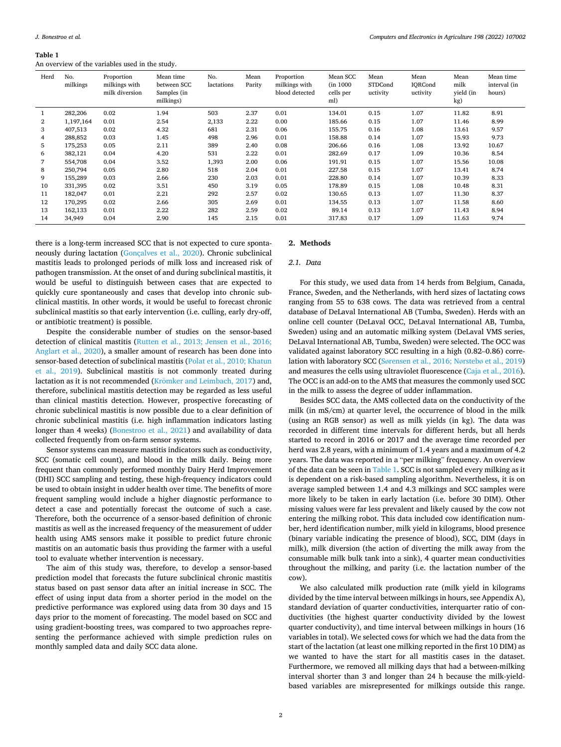**Table 1**
An overview of the variables used in the study.

| Herd | No. milkings | Proportion milkings with milk diversion | Mean time between SCC Samples (in milkings) | No. lactations | Mean Parity | Proportion milkings with blood detected | Mean SCC (in 1000 cells per ml) | Mean STDConductivity | Mean IQRConductivity | Mean milk yield (in kg) | Mean time interval (in hours) |
|---|---|---|---|---|---|---|---|---|---|---|---|
| 1 | 282,206 | 0.02 | 1.94 | 503 | 2.37 | 0.01 | 134.01 | 0.15 | 1.07 | 11.82 | 8.91 |
| 2 | 1,197,164 | 0.01 | 2.54 | 2,133 | 2.22 | 0.00 | 185.66 | 0.15 | 1.07 | 11.46 | 8.99 |
| 3 | 407,513 | 0.02 | 4.32 | 681 | 2.31 | 0.06 | 155.75 | 0.16 | 1.08 | 13.61 | 9.57 |
| 4 | 288,852 | 0.03 | 1.45 | 498 | 2.96 | 0.01 | 158.88 | 0.14 | 1.07 | 15.93 | 9.73 |
| 5 | 175,253 | 0.05 | 2.11 | 389 | 2.40 | 0.08 | 206.66 | 0.16 | 1.08 | 13.92 | 10.67 |
| 6 | 382,121 | 0.04 | 4.20 | 531 | 2.22 | 0.01 | 282.69 | 0.17 | 1.09 | 10.36 | 8.54 |
| 7 | 554,708 | 0.04 | 3.52 | 1,393 | 2.00 | 0.06 | 191.91 | 0.15 | 1.07 | 15.56 | 10.08 |
| 8 | 250,794 | 0.05 | 2.80 | 518 | 2.04 | 0.01 | 227.58 | 0.15 | 1.07 | 13.41 | 8.74 |
| 9 | 155,289 | 0.03 | 2.66 | 230 | 2.03 | 0.01 | 228.80 | 0.14 | 1.07 | 10.39 | 8.33 |
| 10 | 331,395 | 0.02 | 3.51 | 450 | 3.19 | 0.05 | 178.89 | 0.15 | 1.08 | 10.48 | 8.31 |
| 11 | 182,047 | 0.01 | 2.21 | 292 | 2.57 | 0.02 | 130.65 | 0.13 | 1.07 | 11.30 | 8.37 |
| 12 | 170,295 | 0.02 | 2.66 | 305 | 2.69 | 0.01 | 134.55 | 0.13 | 1.07 | 11.58 | 8.60 |
| 13 | 162,133 | 0.01 | 2.22 | 282 | 2.59 | 0.02 | 89.14 | 0.13 | 1.07 | 11.43 | 8.94 |
| 14 | 34,949 | 0.04 | 2.90 | 145 | 2.15 | 0.01 | 317.83 | 0.17 | 1.09 | 11.63 | 9.74 |

there is a long-term increased SCC that is not expected to cure spontaneously during lactation (Gonçalves et al., 2020). Chronic subclinical mastitis leads to prolonged periods of milk loss and increased risk of pathogen transmission. At the onset of and during subclinical mastitis, it would be useful to distinguish between cases that are expected to quickly cure spontaneously and cases that develop into chronic subclinical mastitis. In other words, it would be useful to forecast chronic subclinical mastitis so that early intervention (i.e. culling, early dry-off, or antibiotic treatment) is possible.

Despite the considerable number of studies on the sensor-based detection of clinical mastitis (Rutten et al., 2013; Jensen et al., 2016; Anglart et al., 2020), a smaller amount of research has been done into sensor-based detection of subclinical mastitis (Polat et al., 2010; Khatun et al., 2019). Subclinical mastitis is not commonly treated during lactation as it is not recommended (Krömker and Leimbach, 2017) and, therefore, subclinical mastitis detection may be regarded as less useful than clinical mastitis detection. However, prospective forecasting of chronic subclinical mastitis is now possible due to a clear definition of chronic subclinical mastitis (i.e. high inflammation indicators lasting longer than 4 weeks) (Bonestroo et al., 2021) and availability of data collected frequently from on-farm sensor systems.

Sensor systems can measure mastitis indicators such as conductivity, SCC (somatic cell count), and blood in the milk daily. Being more frequent than commonly performed monthly Dairy Herd Improvement (DHI) SCC sampling and testing, these high-frequency indicators could be used to obtain insight in udder health over time. The benefits of more frequent sampling would include a higher diagnostic performance to detect a case and potentially forecast the outcome of such a case. Therefore, both the occurrence of a sensor-based definition of chronic mastitis as well as the increased frequency of the measurement of udder health using AMS sensors make it possible to predict future chronic mastitis on an automatic basis thus providing the farmer with a useful tool to evaluate whether intervention is necessary.

The aim of this study was, therefore, to develop a sensor-based prediction model that forecasts the future subclinical chronic mastitis status based on past sensor data after an initial increase in SCC. The effect of using input data from a shorter period in the model on the predictive performance was explored using data from 30 days and 15 days prior to the moment of forecasting. The model based on SCC and using gradient-boosting trees, was compared to two approaches representing the performance achieved with simple prediction rules on monthly sampled data and daily SCC data alone.

## 2. Methods

### 2.1. Data

For this study, we used data from 14 herds from Belgium, Canada, France, Sweden, and the Netherlands, with herd sizes of lactating cows ranging from 55 to 638 cows. The data was retrieved from a central database of DeLaval International AB (Tumba, Sweden). Herds with an online cell counter (DeLaval OCC, DeLaval International AB, Tumba, Sweden) using and an automatic milking system (DeLaval VMS series, DeLaval International AB, Tumba, Sweden) were selected. The OCC was validated against laboratory SCC resulting in a high (0.82–0.86) correlation with laboratory SCC (Sørensen et al., 2016; Nørstebø et al., 2019) and measures the cells using ultraviolet fluorescence (Caja et al., 2016). The OCC is an add-on to the AMS that measures the commonly used SCC in the milk to assess the degree of udder inflammation.

Besides SCC data, the AMS collected data on the conductivity of the milk (in mS/cm) at quarter level, the occurrence of blood in the milk (using an RGB sensor) as well as milk yields (in kg). The data was recorded in different time intervals for different herds, but all herds started to record in 2016 or 2017 and the average time recorded per herd was 2.8 years, with a minimum of 1.4 years and a maximum of 4.2 years. The data was reported in a "per milking" frequency. An overview of the data can be seen in Table 1. SCC is not sampled every milking as it is dependent on a risk-based sampling algorithm. Nevertheless, it is on average sampled between 1.4 and 4.3 milkings and SCC samples were more likely to be taken in early lactation (i.e. before 30 DIM). Other missing values were far less prevalent and likely caused by the cow not entering the milking robot. This data included cow identification number, herd identification number, milk yield in kilograms, blood presence (binary variable indicating the presence of blood), SCC, DIM (days in milk), milk diversion (the action of diverting the milk away from the consumable milk bulk tank into a sink), 4 quarter mean conductivities throughout the milking, and parity (i.e. the lactation number of the cow).

We also calculated milk production rate (milk yield in kilograms divided by the time interval between milkings in hours, see Appendix A), standard deviation of quarter conductivities, interquarter ratio of conductivities (the highest quarter conductivity divided by the lowest quarter conductivity), and time interval between milkings in hours (16 variables in total). We selected cows for which we had the data from the start of the lactation (at least one milking reported in the first 10 DIM) as we wanted to have the start for all mastitis cases in the dataset. Furthermore, we removed all milking days that had a between-milking interval shorter than 3 and longer than 24 h because the milk-yield-based variables are misrepresented for milkings outside this range.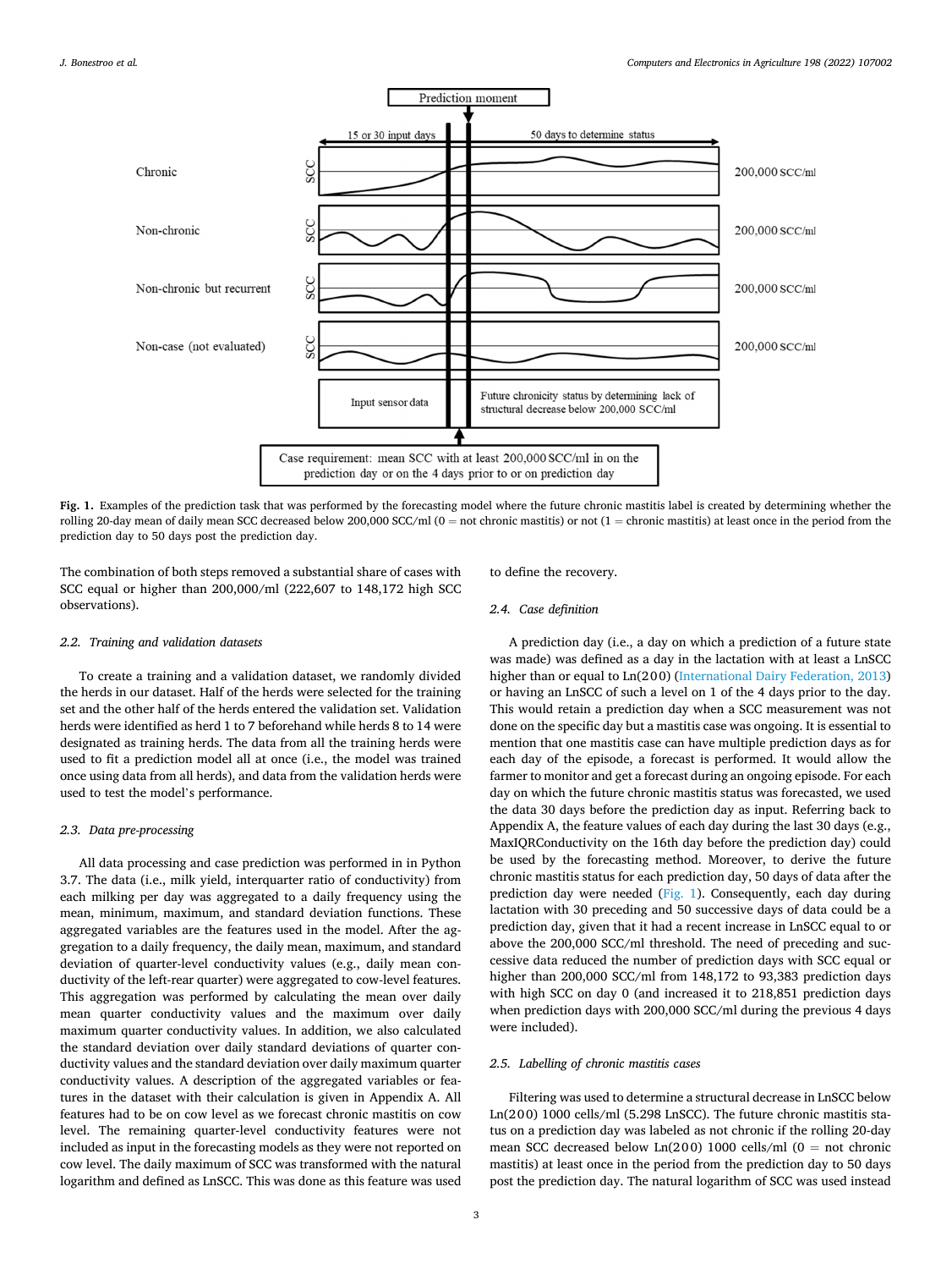Fig. 1. Examples of the prediction task that was performed by the forecasting model where the future chronic mastitis label is created by determining whether the rolling 20-day mean of daily mean SCC decreased below 200,000 SCC/ml (0 = not chronic mastitis) or not (1 = chronic mastitis) at least once in the period from the prediction day to 50 days post the prediction day.

The combination of both steps removed a substantial share of cases with SCC equal or higher than 200,000/ml (222,607 to 148,172 high SCC observations).

### 2.2. Training and validation datasets

To create a training and a validation dataset, we randomly divided the herds in our dataset. Half of the herds were selected for the training set and the other half of the herds entered the validation set. Validation herds were identified as herd 1 to 7 beforehand while herds 8 to 14 were designated as training herds. The data from all the training herds were used to fit a prediction model all at once (i.e., the model was trained once using data from all herds), and data from the validation herds were used to test the model's performance.

### 2.3. Data pre-processing

All data processing and case prediction was performed in in Python 3.7. The data (i.e., milk yield, interquarter ratio of conductivity) from each milking per day was aggregated to a daily frequency using the mean, minimum, maximum, and standard deviation functions. These aggregated variables are the features used in the model. After the aggregation to a daily frequency, the daily mean, maximum, and standard deviation of quarter-level conductivity values (e.g., daily mean conductivity of the left-rear quarter) were aggregated to cow-level features. This aggregation was performed by calculating the mean over daily mean quarter conductivity values and the maximum over daily maximum quarter conductivity values. In addition, we also calculated the standard deviation over daily standard deviations of quarter conductivity values and the standard deviation over daily maximum quarter conductivity values. A description of the aggregated variables or features in the dataset with their calculation is given in Appendix A. All features had to be on cow level as we forecast chronic mastitis on cow level. The remaining quarter-level conductivity features were not included as input in the forecasting models as they were not reported on cow level. The daily maximum of SCC was transformed with the natural logarithm and defined as LnSCC. This was done as this feature was used to define the recovery.

### 2.4. Case definition

A prediction day (i.e., a day on which a prediction of a future state was made) was defined as a day in the lactation with at least a LnSCC higher than or equal to Ln(200) (International Dairy Federation, 2013) or having an LnSCC of such a level on 1 of the 4 days prior to the day. This would retain a prediction day when a SCC measurement was not done on the specific day but a mastitis case was ongoing. It is essential to mention that one mastitis case can have multiple prediction days as for each day of the episode, a forecast is performed. It would allow the farmer to monitor and get a forecast during an ongoing episode. For each day on which the future chronic mastitis status was forecasted, we used the data 30 days before the prediction day as input. Referring back to Appendix A, the feature values of each day during the last 30 days (e.g., MaxIQRConductivity on the 16th day before the prediction day) could be used by the forecasting method. Moreover, to derive the future chronic mastitis status for each prediction day, 50 days of data after the prediction day were needed (Fig. 1). Consequently, each day during lactation with 30 preceding and 50 successive days of data could be a prediction day, given that it had a recent increase in LnSCC equal to or above the 200,000 SCC/ml threshold. The need of preceding and successive data reduced the number of prediction days with SCC equal or higher than 200,000 SCC/ml from 148,172 to 93,383 prediction days with high SCC on day 0 (and increased it to 218,851 prediction days when prediction days with 200,000 SCC/ml during the previous 4 days were included).

### 2.5. Labelling of chronic mastitis cases

Filtering was used to determine a structural decrease in LnSCC below Ln(200) 1000 cells/ml (5.298 LnSCC). The future chronic mastitis status on a prediction day was labeled as not chronic if the rolling 20-day mean SCC decreased below Ln(200) 1000 cells/ml (0 = not chronic mastitis) at least once in the period from the prediction day to 50 days post the prediction day. The natural logarithm of SCC was used instead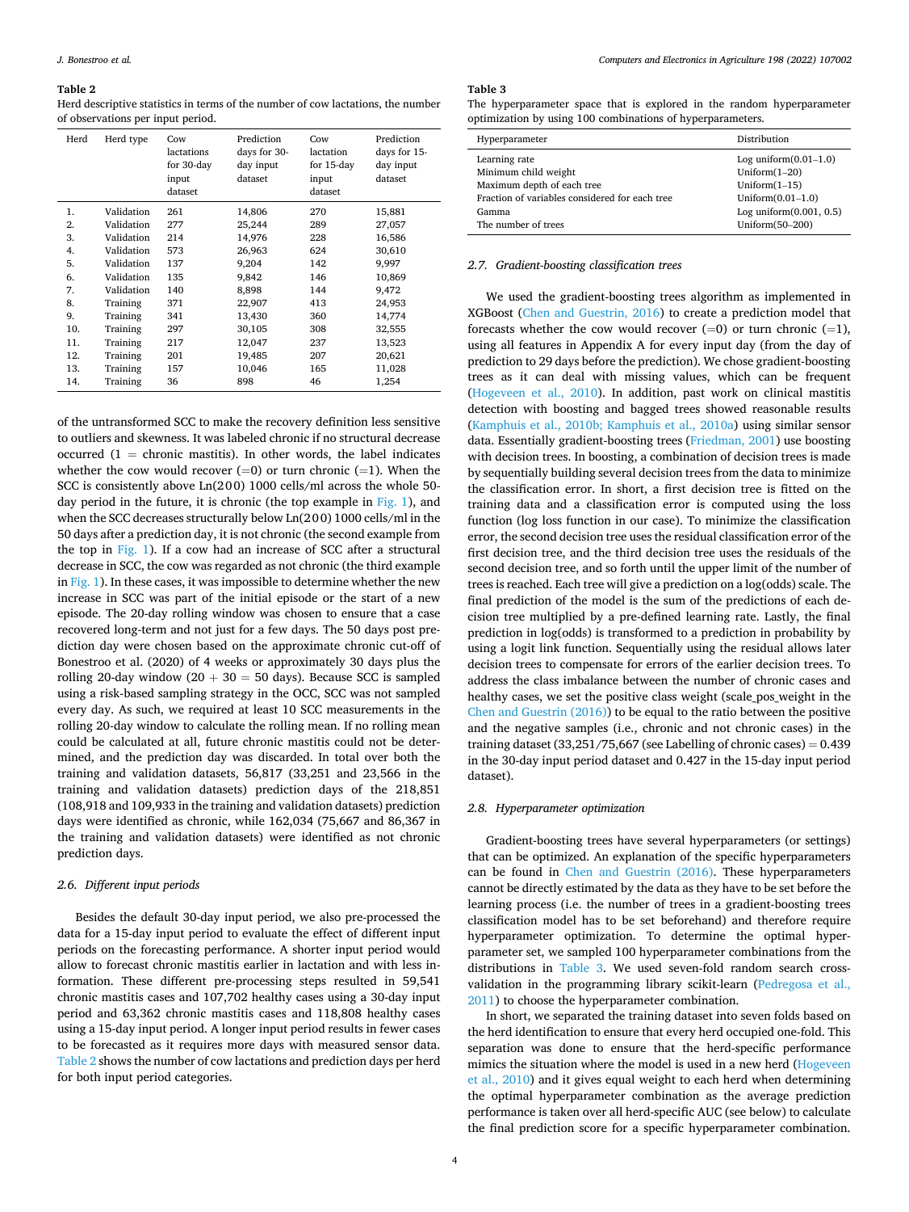**Table 2**
Herd descriptive statistics in terms of the number of cow lactations, the number of observations per input period.

| Herd | Herd type | Cow lactations for 30-day input dataset | Prediction days for 30-day input dataset | Cow lactation for 15-day input dataset | Prediction days for 15-day input dataset |
|---|---|---|---|---|---|
| 1. | Validation | 261 | 14,806 | 270 | 15,881 |
| 2. | Validation | 277 | 25,244 | 289 | 27,057 |
| 3. | Validation | 214 | 14,976 | 228 | 16,586 |
| 4. | Validation | 573 | 26,963 | 624 | 30,610 |
| 5. | Validation | 137 | 9,204 | 142 | 9,997 |
| 6. | Validation | 135 | 9,842 | 146 | 10,869 |
| 7. | Validation | 140 | 8,898 | 144 | 9,472 |
| 8. | Training | 371 | 22,907 | 413 | 24,953 |
| 9. | Training | 341 | 13,430 | 360 | 14,774 |
| 10. | Training | 297 | 30,105 | 308 | 32,555 |
| 11. | Training | 217 | 12,047 | 237 | 13,523 |
| 12. | Training | 201 | 19,485 | 207 | 20,621 |
| 13. | Training | 157 | 10,046 | 165 | 11,028 |
| 14. | Training | 36 | 898 | 46 | 1,254 |

of the untransformed SCC to make the recovery definition less sensitive to outliers and skewness. It was labeled chronic if no structural decrease occurred (1 = chronic mastitis). In other words, the label indicates whether the cow would recover (=0) or turn chronic (=1). When the SCC is consistently above Ln(200) 1000 cells/ml across the whole 50-day period in the future, it is chronic (the top example in Fig. 1), and when the SCC decreases structurally below Ln(200) 1000 cells/ml in the 50 days after a prediction day, it is not chronic (the second example from the top in Fig. 1). If a cow had an increase of SCC after a structural decrease in SCC, the cow was regarded as not chronic (the third example in Fig. 1). In these cases, it was impossible to determine whether the new increase in SCC was part of the initial episode or the start of a new episode. The 20-day rolling window was chosen to ensure that a case recovered long-term and not just for a few days. The 50 days post prediction day were chosen based on the approximate chronic cut-off of Bonestroo et al. (2020) of 4 weeks or approximately 30 days plus the rolling 20-day window (20 + 30 = 50 days). Because SCC is sampled using a risk-based sampling strategy in the OCC, SCC was not sampled every day. As such, we required at least 10 SCC measurements in the rolling 20-day window to calculate the rolling mean. If no rolling mean could be calculated at all, future chronic mastitis could not be determined, and the prediction day was discarded. In total over both the training and validation datasets, 56,817 (33,251 and 23,566 in the training and validation datasets) prediction days of the 218,851 (108,918 and 109,933 in the training and validation datasets) prediction days were identified as chronic, while 162,034 (75,667 and 86,367 in the training and validation datasets) were identified as not chronic prediction days.

### 2.6. Different input periods

Besides the default 30-day input period, we also pre-processed the data for a 15-day input period to evaluate the effect of different input periods on the forecasting performance. A shorter input period would allow to forecast chronic mastitis earlier in lactation and with less information. These different pre-processing steps resulted in 59,541 chronic mastitis cases and 107,702 healthy cases using a 30-day input period and 63,362 chronic mastitis cases and 118,808 healthy cases using a 15-day input period. A longer input period results in fewer cases to be forecasted as it requires more days with measured sensor data. Table 2 shows the number of cow lactations and prediction days per herd for both input period categories.

**Table 3**
The hyperparameter space that is explored in the random hyperparameter optimization by using 100 combinations of hyperparameters.

| Hyperparameter | Distribution |
|---|---|
| Learning rate | Log uniform(0.01–1.0) |
| Minimum child weight | Uniform(1–20) |
| Maximum depth of each tree | Uniform(1–15) |
| Fraction of variables considered for each tree | Uniform(0.01–1.0) |
| Gamma | Log uniform(0.001, 0.5) |
| The number of trees | Uniform(50–200) |

### 2.7. Gradient-boosting classification trees

We used the gradient-boosting trees algorithm as implemented in XGBoost (Chen and Guestrin, 2016) to create a prediction model that forecasts whether the cow would recover (=0) or turn chronic (=1), using all features in Appendix A for every input day (from the day of prediction to 29 days before the prediction). We chose gradient-boosting trees as it can deal with missing values, which can be frequent (Hogeveen et al., 2010). In addition, past work on clinical mastitis detection with boosting and bagged trees showed reasonable results (Kamphuis et al., 2010b; Kamphuis et al., 2010a) using similar sensor data. Essentially gradient-boosting trees (Friedman, 2001) use boosting with decision trees. In boosting, a combination of decision trees is made by sequentially building several decision trees from the data to minimize the classification error. In short, a first decision tree is fitted on the training data and a classification error is computed using the loss function (log loss function in our case). To minimize the classification error, the second decision tree uses the residual classification error of the first decision tree, and the third decision tree uses the residuals of the second decision tree, and so forth until the upper limit of the number of trees is reached. Each tree will give a prediction on a log(odds) scale. The final prediction of the model is the sum of the predictions of each decision tree multiplied by a pre-defined learning rate. Lastly, the final prediction in log(odds) is transformed to a prediction in probability by using a logit link function. Sequentially using the residual allows later decision trees to compensate for errors of the earlier decision trees. To address the class imbalance between the number of chronic cases and healthy cases, we set the positive class weight (scale_pos_weight in the Chen and Guestrin (2016)) to be equal to the ratio between the positive and the negative samples (i.e., chronic and not chronic cases) in the training dataset (33,251/75,667 (see Labelling of chronic cases) = 0.439 in the 30-day input period dataset and 0.427 in the 15-day input period dataset).

### 2.8. Hyperparameter optimization

Gradient-boosting trees have several hyperparameters (or settings) that can be optimized. An explanation of the specific hyperparameters can be found in Chen and Guestrin (2016). These hyperparameters cannot be directly estimated by the data as they have to be set before the learning process (i.e. the number of trees in a gradient-boosting trees classification model has to be set beforehand) and therefore require hyperparameter optimization. To determine the optimal hyperparameter set, we sampled 100 hyperparameter combinations from the distributions in Table 3. We used seven-fold random search cross-validation in the programming library scikit-learn (Pedregosa et al., 2011) to choose the hyperparameter combination.

In short, we separated the training dataset into seven folds based on the herd identification to ensure that every herd occupied one-fold. This separation was done to ensure that the herd-specific performance mimics the situation where the model is used in a new herd (Hogeveen et al., 2010) and it gives equal weight to each herd when determining the optimal hyperparameter combination as the average prediction performance is taken over all herd-specific AUC (see below) to calculate the final prediction score for a specific hyperparameter combination.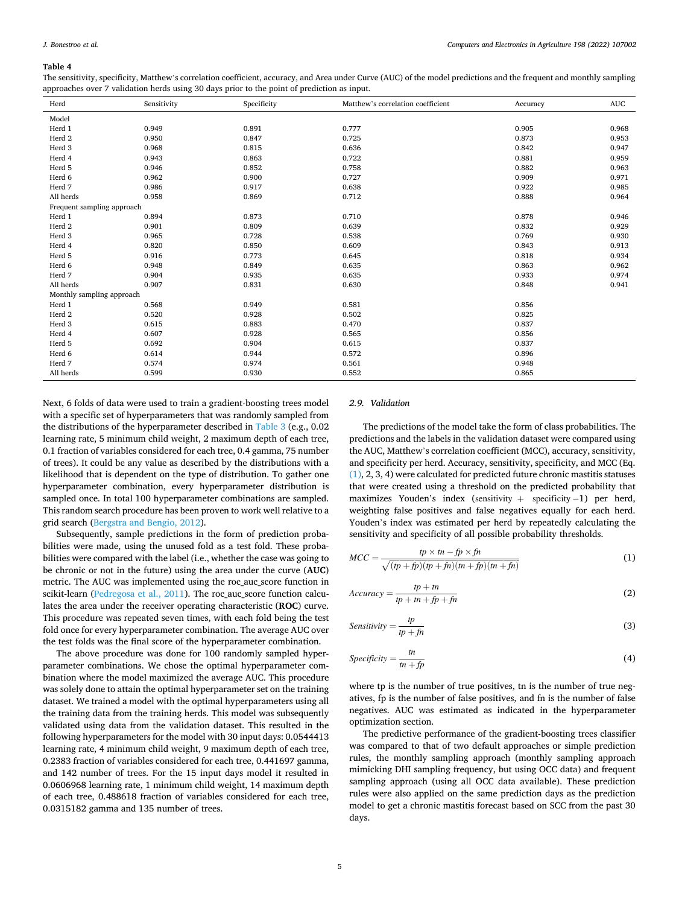**Table 4**
The sensitivity, specificity, Matthew's correlation coefficient, accuracy, and Area under Curve (AUC) of the model predictions and the frequent and monthly sampling approaches over 7 validation herds using 30 days prior to the point of prediction as input.

| Herd | Sensitivity | Specificity | Matthew's correlation coefficient | Accuracy | AUC |
|---|---|---|---|---|---|
| Model | | | | | |
| Herd 1 | 0.949 | 0.891 | 0.777 | 0.905 | 0.968 |
| Herd 2 | 0.950 | 0.847 | 0.725 | 0.873 | 0.953 |
| Herd 3 | 0.968 | 0.815 | 0.636 | 0.842 | 0.947 |
| Herd 4 | 0.943 | 0.863 | 0.722 | 0.881 | 0.959 |
| Herd 5 | 0.946 | 0.852 | 0.758 | 0.882 | 0.963 |
| Herd 6 | 0.962 | 0.900 | 0.727 | 0.909 | 0.971 |
| Herd 7 | 0.986 | 0.917 | 0.638 | 0.922 | 0.985 |
| All herds | 0.958 | 0.869 | 0.712 | 0.888 | 0.964 |
| Frequent sampling approach | | | | | |
| Herd 1 | 0.894 | 0.873 | 0.710 | 0.878 | 0.946 |
| Herd 2 | 0.901 | 0.809 | 0.639 | 0.832 | 0.929 |
| Herd 3 | 0.965 | 0.728 | 0.538 | 0.769 | 0.930 |
| Herd 4 | 0.820 | 0.850 | 0.609 | 0.843 | 0.913 |
| Herd 5 | 0.916 | 0.773 | 0.645 | 0.818 | 0.934 |
| Herd 6 | 0.948 | 0.849 | 0.635 | 0.863 | 0.962 |
| Herd 7 | 0.904 | 0.935 | 0.635 | 0.933 | 0.974 |
| All herds | 0.907 | 0.831 | 0.630 | 0.848 | 0.941 |
| Monthly sampling approach | | | | | |
| Herd 1 | 0.568 | 0.949 | 0.581 | 0.856 | |
| Herd 2 | 0.520 | 0.928 | 0.502 | 0.825 | |
| Herd 3 | 0.615 | 0.883 | 0.470 | 0.837 | |
| Herd 4 | 0.607 | 0.928 | 0.565 | 0.856 | |
| Herd 5 | 0.692 | 0.904 | 0.615 | 0.837 | |
| Herd 6 | 0.614 | 0.944 | 0.572 | 0.896 | |
| Herd 7 | 0.574 | 0.974 | 0.561 | 0.948 | |
| All herds | 0.599 | 0.930 | 0.552 | 0.865 | |

Next, 6 folds of data were used to train a gradient-boosting trees model with a specific set of hyperparameters that was randomly sampled from the distributions of the hyperparameter described in Table 3 (e.g., 0.02 learning rate, 5 minimum child weight, 2 maximum depth of each tree, 0.1 fraction of variables considered for each tree, 0.4 gamma, 75 number of trees). It could be any value as described by the distributions with a likelihood that is dependent on the type of distribution. To gather one hyperparameter combination, every hyperparameter distribution is sampled once. In total 100 hyperparameter combinations are sampled. This random search procedure has been proven to work well relative to a grid search (Bergstra and Bengio, 2012).

Subsequently, sample predictions in the form of prediction probabilities were made, using the unused fold as a test fold. These probabilities were compared with the label (i.e., whether the case was going to be chronic or not in the future) using the area under the curve (**AUC**) metric. The AUC was implemented using the roc_auc_score function in scikit-learn (Pedregosa et al., 2011). The roc_auc_score function calculates the area under the receiver operating characteristic (**ROC**) curve. This procedure was repeated seven times, with each fold being the test fold once for every hyperparameter combination. The average AUC over the test folds was the final score of the hyperparameter combination.

The above procedure was done for 100 randomly sampled hyperparameter combinations. We chose the optimal hyperparameter combination where the model maximized the average AUC. This procedure was solely done to attain the optimal hyperparameter set on the training dataset. We trained a model with the optimal hyperparameters using all the training data from the training herds. This model was subsequently validated using data from the validation dataset. This resulted in the following hyperparameters for the model with 30 input days: 0.0544413 learning rate, 4 minimum child weight, 9 maximum depth of each tree, 0.2383 fraction of variables considered for each tree, 0.441697 gamma, and 142 number of trees. For the 15 input days model it resulted in 0.0606968 learning rate, 1 minimum child weight, 14 maximum depth of each tree, 0.488618 fraction of variables considered for each tree, 0.0315182 gamma and 135 number of trees.

### 2.9. Validation

The predictions of the model take the form of class probabilities. The predictions and the labels in the validation dataset were compared using the AUC, Matthew's correlation coefficient (MCC), accuracy, sensitivity, and specificity per herd. Accuracy, sensitivity, specificity, and MCC (Eq. (1), 2, 3, 4) were calculated for predicted future chronic mastitis statuses that were created using a threshold on the predicted probability that maximizes Youden's index ($\text{sensitivity} + \text{specificity} - 1$) per herd, weighting false positives and false negatives equally for each herd. Youden's index was estimated per herd by repeatedly calculating the sensitivity and specificity of all possible probability thresholds.

$$MCC = \frac{tp \times tn - fp \times fn}{\sqrt{(tp + fp)(tp + fn)(tn + fp)(tn + fn)}} \tag{1}$$

$$Accuracy = \frac{tp + tn}{tp + tn + fp + fn} \tag{2}$$

$$Sensitivity = \frac{tp}{tp + fn} \tag{3}$$

$$Specificity = \frac{tn}{tn + fp} \tag{4}$$

where tp is the number of true positives, tn is the number of true negatives, fp is the number of false positives, and fn is the number of false negatives. AUC was estimated as indicated in the hyperparameter optimization section.

The predictive performance of the gradient-boosting trees classifier was compared to that of two default approaches or simple prediction rules, the monthly sampling approach (monthly sampling approach mimicking DHI sampling frequency, but using OCC data) and frequent sampling approach (using all OCC data available). These prediction rules were also applied on the same prediction days as the prediction model to get a chronic mastitis forecast based on SCC from the past 30 days.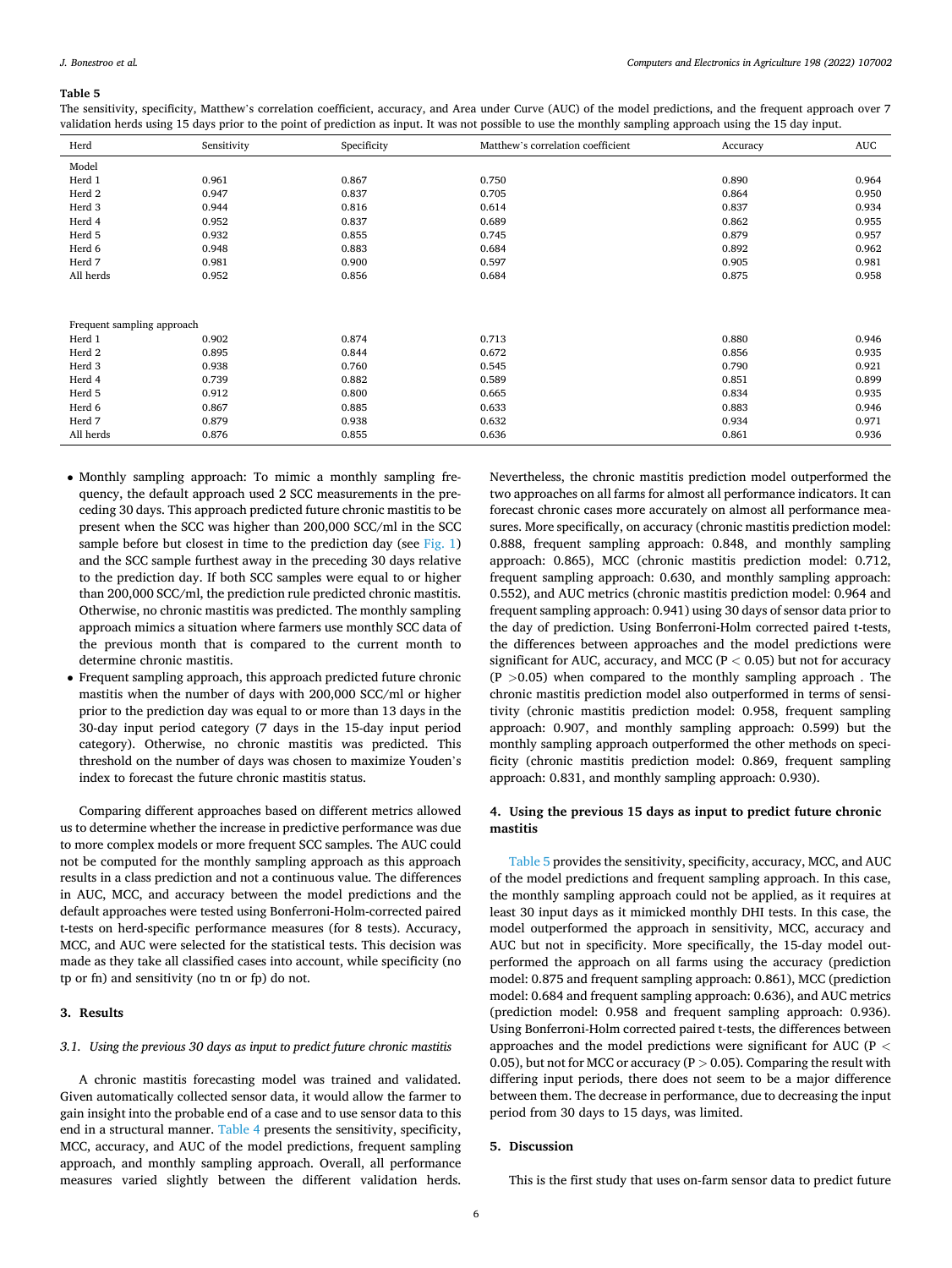**Table 5**
The sensitivity, specificity, Matthew's correlation coefficient, accuracy, and Area under Curve (AUC) of the model predictions, and the frequent approach over 7 validation herds using 15 days prior to the point of prediction as input. It was not possible to use the monthly sampling approach using the 15 day input.

| Herd | Sensitivity | Specificity | Matthew's correlation coefficient | Accuracy | AUC |
|---|---|---|---|---|---|
| Model | | | | | |
| Herd 1 | 0.961 | 0.867 | 0.750 | 0.890 | 0.964 |
| Herd 2 | 0.947 | 0.837 | 0.705 | 0.864 | 0.950 |
| Herd 3 | 0.944 | 0.816 | 0.614 | 0.837 | 0.934 |
| Herd 4 | 0.952 | 0.837 | 0.689 | 0.862 | 0.955 |
| Herd 5 | 0.932 | 0.855 | 0.745 | 0.879 | 0.957 |
| Herd 6 | 0.948 | 0.883 | 0.684 | 0.892 | 0.962 |
| Herd 7 | 0.981 | 0.900 | 0.597 | 0.905 | 0.981 |
| All herds | 0.952 | 0.856 | 0.684 | 0.875 | 0.958 |
| Frequent sampling approach | | | | | |
| Herd 1 | 0.902 | 0.874 | 0.713 | 0.880 | 0.946 |
| Herd 2 | 0.895 | 0.844 | 0.672 | 0.856 | 0.935 |
| Herd 3 | 0.938 | 0.760 | 0.545 | 0.790 | 0.921 |
| Herd 4 | 0.739 | 0.882 | 0.589 | 0.851 | 0.899 |
| Herd 5 | 0.912 | 0.800 | 0.665 | 0.834 | 0.935 |
| Herd 6 | 0.867 | 0.885 | 0.633 | 0.883 | 0.946 |
| Herd 7 | 0.879 | 0.938 | 0.632 | 0.934 | 0.971 |
| All herds | 0.876 | 0.855 | 0.636 | 0.861 | 0.936 |

- Monthly sampling approach: To mimic a monthly sampling frequency, the default approach used 2 SCC measurements in the preceding 30 days. This approach predicted future chronic mastitis to be present when the SCC was higher than 200,000 SCC/ml in the SCC sample before but closest in time to the prediction day (see Fig. 1) and the SCC sample furthest away in the preceding 30 days relative to the prediction day. If both SCC samples were equal to or higher than 200,000 SCC/ml, the prediction rule predicted chronic mastitis. Otherwise, no chronic mastitis was predicted. The monthly sampling approach mimics a situation where farmers use monthly SCC data of the previous month that is compared to the current month to determine chronic mastitis.
- Frequent sampling approach, this approach predicted future chronic mastitis when the number of days with 200,000 SCC/ml or higher prior to the prediction day was equal to or more than 13 days in the 30-day input period category (7 days in the 15-day input period category). Otherwise, no chronic mastitis was predicted. This threshold on the number of days was chosen to maximize Youden's index to forecast the future chronic mastitis status.

Comparing different approaches based on different metrics allowed us to determine whether the increase in predictive performance was due to more complex models or more frequent SCC samples. The AUC could not be computed for the monthly sampling approach as this approach results in a class prediction and not a continuous value. The differences in AUC, MCC, and accuracy between the model predictions and the default approaches were tested using Bonferroni-Holm-corrected paired t-tests on herd-specific performance measures (for 8 tests). Accuracy, MCC, and AUC were selected for the statistical tests. This decision was made as they take all classified cases into account, while specificity (no tp or fn) and sensitivity (no tn or fp) do not.

## 3. Results

### *3.1. Using the previous 30 days as input to predict future chronic mastitis*

A chronic mastitis forecasting model was trained and validated. Given automatically collected sensor data, it would allow the farmer to gain insight into the probable end of a case and to use sensor data to this end in a structural manner. Table 4 presents the sensitivity, specificity, MCC, accuracy, and AUC of the model predictions, frequent sampling approach, and monthly sampling approach. Overall, all performance measures varied slightly between the different validation herds. Nevertheless, the chronic mastitis prediction model outperformed the two approaches on all farms for almost all performance indicators. It can forecast chronic cases more accurately on almost all performance measures. More specifically, on accuracy (chronic mastitis prediction model: 0.888, frequent sampling approach: 0.848, and monthly sampling approach: 0.865), MCC (chronic mastitis prediction model: 0.712, frequent sampling approach: 0.630, and monthly sampling approach: 0.552), and AUC metrics (chronic mastitis prediction model: 0.964 and frequent sampling approach: 0.941) using 30 days of sensor data prior to the day of prediction. Using Bonferroni-Holm corrected paired t-tests, the differences between approaches and the model predictions were significant for AUC, accuracy, and MCC ($P < 0.05$) but not for accuracy ($P > 0.05$) when compared to the monthly sampling approach . The chronic mastitis prediction model also outperformed in terms of sensitivity (chronic mastitis prediction model: 0.958, frequent sampling approach: 0.907, and monthly sampling approach: 0.599) but the monthly sampling approach outperformed the other methods on specificity (chronic mastitis prediction model: 0.869, frequent sampling approach: 0.831, and monthly sampling approach: 0.930).

## 4. Using the previous 15 days as input to predict future chronic mastitis

Table 5 provides the sensitivity, specificity, accuracy, MCC, and AUC of the model predictions and frequent sampling approach. In this case, the monthly sampling approach could not be applied, as it requires at least 30 input days as it mimicked monthly DHI tests. In this case, the model outperformed the approach in sensitivity, MCC, accuracy and AUC but not in specificity. More specifically, the 15-day model outperformed the approach on all farms using the accuracy (prediction model: 0.875 and frequent sampling approach: 0.861), MCC (prediction model: 0.684 and frequent sampling approach: 0.636), and AUC metrics (prediction model: 0.958 and frequent sampling approach: 0.936). Using Bonferroni-Holm corrected paired t-tests, the differences between approaches and the model predictions were significant for AUC ($P < 0.05$), but not for MCC or accuracy ($P > 0.05$). Comparing the result with differing input periods, there does not seem to be a major difference between them. The decrease in performance, due to decreasing the input period from 30 days to 15 days, was limited.

## 5. Discussion

This is the first study that uses on-farm sensor data to predict future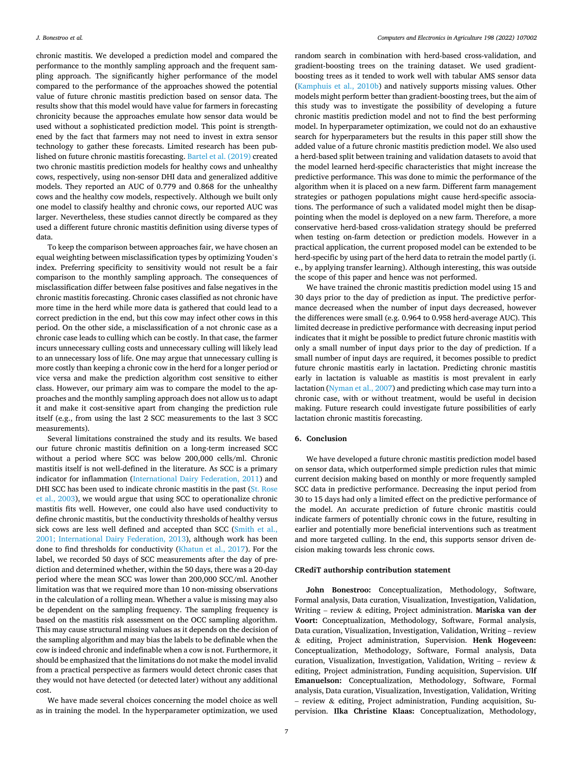chronic mastitis. We developed a prediction model and compared the performance to the monthly sampling approach and the frequent sampling approach. The significantly higher performance of the model compared to the performance of the approaches showed the potential value of future chronic mastitis prediction based on sensor data. The results show that this model would have value for farmers in forecasting chronicity because the approaches emulate how sensor data would be used without a sophisticated prediction model. This point is strengthened by the fact that farmers may not need to invest in extra sensor technology to gather these forecasts. Limited research has been published on future chronic mastitis forecasting. Bartel et al. (2019) created two chronic mastitis prediction models for healthy cows and unhealthy cows, respectively, using non-sensor DHI data and generalized additive models. They reported an AUC of 0.779 and 0.868 for the unhealthy cows and the healthy cow models, respectively. Although we built only one model to classify healthy and chronic cows, our reported AUC was larger. Nevertheless, these studies cannot directly be compared as they used a different future chronic mastitis definition using diverse types of data.

To keep the comparison between approaches fair, we have chosen an equal weighting between misclassification types by optimizing Youden's index. Preferring specificity to sensitivity would not result be a fair comparison to the monthly sampling approach. The consequences of misclassification differ between false positives and false negatives in the chronic mastitis forecasting. Chronic cases classified as not chronic have more time in the herd while more data is gathered that could lead to a correct prediction in the end, but this cow may infect other cows in this period. On the other side, a misclassification of a not chronic case as a chronic case leads to culling which can be costly. In that case, the farmer incurs unnecessary culling costs and unnecessary culling will likely lead to an unnecessary loss of life. One may argue that unnecessary culling is more costly than keeping a chronic cow in the herd for a longer period or vice versa and make the prediction algorithm cost sensitive to either class. However, our primary aim was to compare the model to the approaches and the monthly sampling approach does not allow us to adapt it and make it cost-sensitive apart from changing the prediction rule itself (e.g., from using the last 2 SCC measurements to the last 3 SCC measurements).

Several limitations constrained the study and its results. We based our future chronic mastitis definition on a long-term increased SCC without a period where SCC was below 200,000 cells/ml. Chronic mastitis itself is not well-defined in the literature. As SCC is a primary indicator for inflammation (International Dairy Federation, 2011) and DHI SCC has been used to indicate chronic mastitis in the past (St. Rose et al., 2003), we would argue that using SCC to operationalize chronic mastitis fits well. However, one could also have used conductivity to define chronic mastitis, but the conductivity thresholds of healthy versus sick cows are less well defined and accepted than SCC (Smith et al., 2001; International Dairy Federation, 2013), although work has been done to find thresholds for conductivity (Khatun et al., 2017). For the label, we recorded 50 days of SCC measurements after the day of prediction and determined whether, within the 50 days, there was a 20-day period where the mean SCC was lower than 200,000 SCC/ml. Another limitation was that we required more than 10 non-missing observations in the calculation of a rolling mean. Whether a value is missing may also be dependent on the sampling frequency. The sampling frequency is based on the mastitis risk assessment on the OCC sampling algorithm. This may cause structural missing values as it depends on the decision of the sampling algorithm and may bias the labels to be definable when the cow is indeed chronic and indefinable when a cow is not. Furthermore, it should be emphasized that the limitations do not make the model invalid from a practical perspective as farmers would detect chronic cases that they would not have detected (or detected later) without any additional cost.

We have made several choices concerning the model choice as well as in training the model. In the hyperparameter optimization, we used random search in combination with herd-based cross-validation, and gradient-boosting trees on the training dataset. We used gradient-boosting trees as it tended to work well with tabular AMS sensor data (Kamphuis et al., 2010b) and natively supports missing values. Other models might perform better than gradient-boosting trees, but the aim of this study was to investigate the possibility of developing a future chronic mastitis prediction model and not to find the best performing model. In hyperparameter optimization, we could not do an exhaustive search for hyperparameters but the results in this paper still show the added value of a future chronic mastitis prediction model. We also used a herd-based split between training and validation datasets to avoid that the model learned herd-specific characteristics that might increase the predictive performance. This was done to mimic the performance of the algorithm when it is placed on a new farm. Different farm management strategies or pathogen populations might cause herd-specific associations. The performance of such a validated model might then be disappointing when the model is deployed on a new farm. Therefore, a more conservative herd-based cross-validation strategy should be preferred when testing on-farm detection or prediction models. However in a practical application, the current proposed model can be extended to be herd-specific by using part of the herd data to retrain the model partly (i.e., by applying transfer learning). Although interesting, this was outside the scope of this paper and hence was not performed.

We have trained the chronic mastitis prediction model using 15 and 30 days prior to the day of prediction as input. The predictive performance decreased when the number of input days decreased, however the differences were small (e.g. 0.964 to 0.958 herd-average AUC). This limited decrease in predictive performance with decreasing input period indicates that it might be possible to predict future chronic mastitis with only a small number of input days prior to the day of prediction. If a small number of input days are required, it becomes possible to predict future chronic mastitis early in lactation. Predicting chronic mastitis early in lactation is valuable as mastitis is most prevalent in early lactation (Nyman et al., 2007) and predicting which case may turn into a chronic case, with or without treatment, would be useful in decision making. Future research could investigate future possibilities of early lactation chronic mastitis forecasting.

## 6. Conclusion

We have developed a future chronic mastitis prediction model based on sensor data, which outperformed simple prediction rules that mimic current decision making based on monthly or more frequently sampled SCC data in predictive performance. Decreasing the input period from 30 to 15 days had only a limited effect on the predictive performance of the model. An accurate prediction of future chronic mastitis could indicate farmers of potentially chronic cows in the future, resulting in earlier and potentially more beneficial interventions such as treatment and more targeted culling. In the end, this supports sensor driven decision making towards less chronic cows.

## CRediT authorship contribution statement

**John Bonestroo:** Conceptualization, Methodology, Software, Formal analysis, Data curation, Visualization, Investigation, Validation, Writing – review & editing, Project administration. **Mariska van der Voort:** Conceptualization, Methodology, Software, Formal analysis, Data curation, Visualization, Investigation, Validation, Writing – review & editing, Project administration, Supervision. **Henk Hogeveen:** Conceptualization, Methodology, Software, Formal analysis, Data curation, Visualization, Investigation, Validation, Writing – review & editing, Project administration, Funding acquisition, Supervision. **Ulf Emanuelson:** Conceptualization, Methodology, Software, Formal analysis, Data curation, Visualization, Investigation, Validation, Writing – review & editing, Project administration, Funding acquisition, Supervision. **Ilka Christine Klaas:** Conceptualization, Methodology,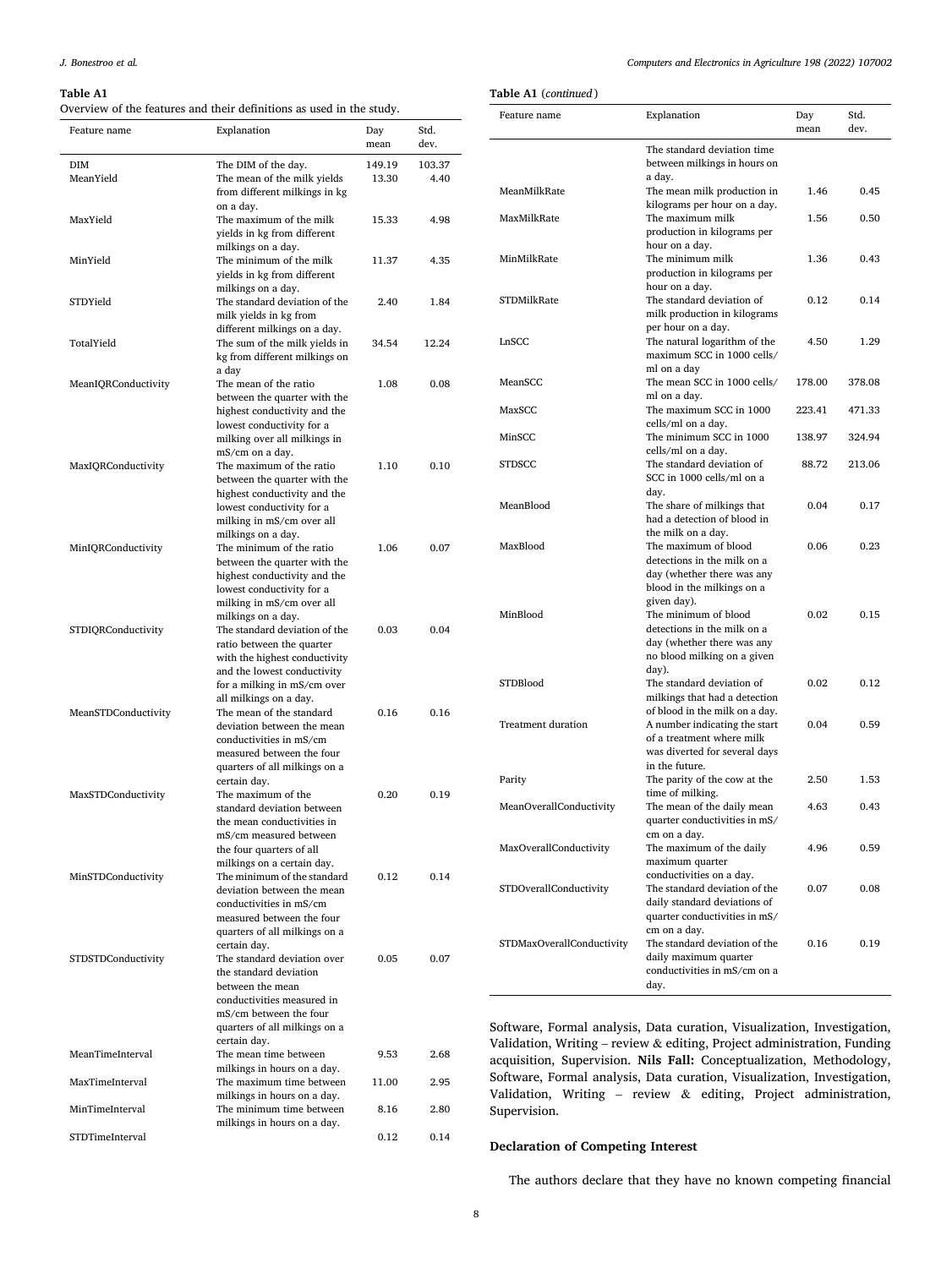**Table A1**
Overview of the features and their definitions as used in the study.

| Feature name | Explanation | Day mean | Std. dev. |
|---|---|---|---|
| DIM | The DIM of the day. | 149.19 | 103.37 |
| MeanYield | The mean of the milk yields from different milkings in kg on a day. | 13.30 | 4.40 |
| MaxYield | The maximum of the milk yields in kg from different milkings on a day. | 15.33 | 4.98 |
| MinYield | The minimum of the milk yields in kg from different milkings on a day. | 11.37 | 4.35 |
| STDYield | The standard deviation of the milk yields in kg from different milkings on a day. | 2.40 | 1.84 |
| TotalYield | The sum of the milk yields in kg from different milkings on a day | 34.54 | 12.24 |
| MeanIQRConductivity | The mean of the ratio between the quarter with the highest conductivity and the lowest conductivity for a milking over all milkings in mS/cm on a day. | 1.08 | 0.08 |
| MaxIQRConductivity | The maximum of the ratio between the quarter with the highest conductivity and the lowest conductivity for a milking in mS/cm over all milkings on a day. | 1.10 | 0.10 |
| MinIQRConductivity | The minimum of the ratio between the quarter with the highest conductivity and the lowest conductivity for a milking in mS/cm over all milkings on a day. | 1.06 | 0.07 |
| STDIQRConductivity | The standard deviation of the ratio between the quarter with the highest conductivity and the lowest conductivity for a milking in mS/cm over all milkings on a day. | 0.03 | 0.04 |
| MeanSTDConductivity | The mean of the standard deviation between the mean conductivities in mS/cm measured between the four quarters of all milkings on a certain day. | 0.16 | 0.16 |
| MaxSTDConductivity | The maximum of the standard deviation between the mean conductivities in mS/cm measured between the four quarters of all milkings on a certain day. | 0.20 | 0.19 |
| MinSTDConductivity | The minimum of the standard deviation between the mean conductivities in mS/cm measured between the four quarters of all milkings on a certain day. | 0.12 | 0.14 |
| STDSTDConductivity | The standard deviation over the standard deviation between the mean conductivities measured in mS/cm between the four quarters of all milkings on a certain day. | 0.05 | 0.07 |
| MeanTimeInterval | The mean time between milkings in hours on a day. | 9.53 | 2.68 |
| MaxTimeInterval | The maximum time between milkings in hours on a day. | 11.00 | 2.95 |
| MinTimeInterval | The minimum time between milkings in hours on a day. | 8.16 | 2.80 |
| STDTimeInterval | The standard deviation time between milkings in hours on a day. | 0.12 | 0.14 |
| MeanMilkRate | The mean milk production in kilograms per hour on a day. | 1.46 | 0.45 |
| MaxMilkRate | The maximum milk production in kilograms per hour on a day. | 1.56 | 0.50 |
| MinMilkRate | The minimum milk production in kilograms per hour on a day. | 1.36 | 0.43 |
| STDMilkRate | The standard deviation of milk production in kilograms per hour on a day. | 0.12 | 0.14 |
| LnSCC | The natural logarithm of the maximum SCC in 1000 cells/ml on a day | 4.50 | 1.29 |
| MeanSCC | The mean SCC in 1000 cells/ml on a day. | 178.00 | 378.08 |
| MaxSCC | The maximum SCC in 1000 cells/ml on a day. | 223.41 | 471.33 |
| MinSCC | The minimum SCC in 1000 cells/ml on a day. | 138.97 | 324.94 |
| STDSCC | The standard deviation of SCC in 1000 cells/ml on a day. | 88.72 | 213.06 |
| MeanBlood | The share of milkings that had a detection of blood in the milk on a day. | 0.04 | 0.17 |
| MaxBlood | The maximum of blood detections in the milk on a day (whether there was any blood in the milkings on a given day). | 0.06 | 0.23 |
| MinBlood | The minimum of blood detections in the milk on a day (whether there was any no blood milking on a given day). | 0.02 | 0.15 |
| STDBlood | The standard deviation of milkings that had a detection of blood in the milk on a day. | 0.02 | 0.12 |
| Treatment duration | A number indicating the start of a treatment where milk was diverted for several days in the future. | 0.04 | 0.59 |
| Parity | The parity of the cow at the time of milking. | 2.50 | 1.53 |
| MeanOverallConductivity | The mean of the daily mean quarter conductivities in mS/cm on a day. | 4.63 | 0.43 |
| MaxOverallConductivity | The maximum of the daily maximum quarter conductivities on a day. | 4.96 | 0.59 |
| STDOverallConductivity | The standard deviation of the daily standard deviations of quarter conductivities in mS/cm on a day. | 0.07 | 0.08 |
| STDMaxOverallConductivity | The standard deviation of the daily maximum quarter conductivities in mS/cm on a day. | 0.16 | 0.19 |

Software, Formal analysis, Data curation, Visualization, Investigation, Validation, Writing – review & editing, Project administration, Funding acquisition, Supervision. **Nils Fall:** Conceptualization, Methodology, Software, Formal analysis, Data curation, Visualization, Investigation, Validation, Writing – review & editing, Project administration, Supervision.

### Declaration of Competing Interest

The authors declare that they have no known competing financial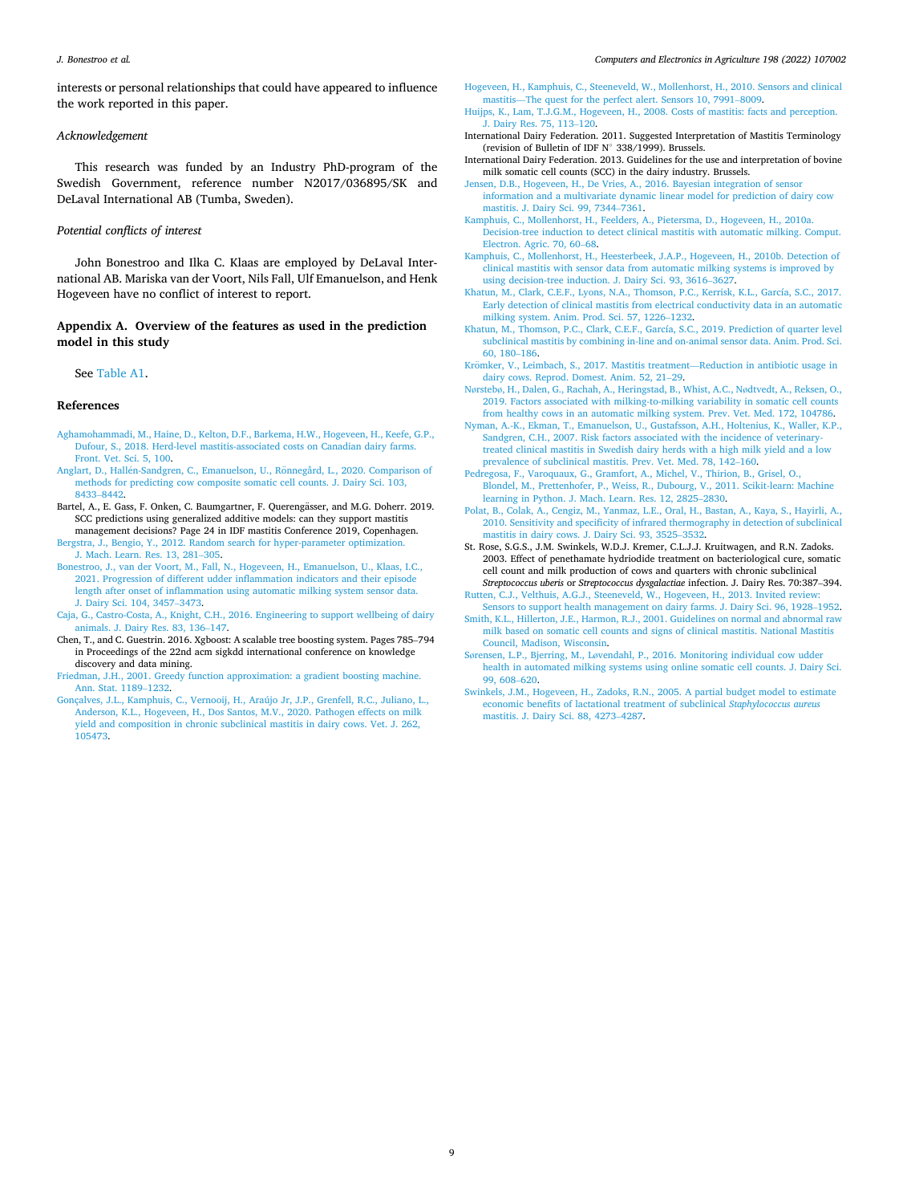interests or personal relationships that could have appeared to influence the work reported in this paper.

*Acknowledgement*

This research was funded by an Industry PhD-program of the Swedish Government, reference number N2017/036895/SK and DeLaval International AB (Tumba, Sweden).

*Potential conflicts of interest*

John Bonestroo and Ilka C. Klaas are employed by DeLaval International AB. Mariska van der Voort, Nils Fall, Ulf Emanuelson, and Henk Hogeveen have no conflict of interest to report.

## Appendix A. Overview of the features as used in the prediction model in this study

See Table A1.

## References

Aghamohammadi, M., Haine, D., Kelton, D.F., Barkema, H.W., Hogeveen, H., Keefe, G.P., Dufour, S., 2018. Herd-level mastitis-associated costs on Canadian dairy farms. Front. Vet. Sci. 5, 100.

Anglart, D., Hallén-Sandgren, C., Emanuelson, U., Rönnegård, L., 2020. Comparison of methods for predicting cow composite somatic cell counts. J. Dairy Sci. 103, 8433–8442.

Bartel, A., E. Gass, F. Onken, C. Baumgartner, F. Querengässer, and M.G. Doherr. 2019. SCC predictions using generalized additive models: can they support mastitis management decisions? Page 24 in IDF mastitis Conference 2019, Copenhagen.

Bergstra, J., Bengio, Y., 2012. Random search for hyper-parameter optimization. J. Mach. Learn. Res. 13, 281–305.

Bonestroo, J., van der Voort, M., Fall, N., Hogeveen, H., Emanuelson, U., Klaas, I.C., 2021. Progression of different udder inflammation indicators and their episode length after onset of inflammation using automatic milking system sensor data. J. Dairy Sci. 104, 3457–3473.

Caja, G., Castro-Costa, A., Knight, C.H., 2016. Engineering to support wellbeing of dairy animals. J. Dairy Res. 83, 136–147.

Chen, T., and C. Guestrin. 2016. Xgboost: A scalable tree boosting system. Pages 785–794 in Proceedings of the 22nd acm sigkdd international conference on knowledge discovery and data mining.

Friedman, J.H., 2001. Greedy function approximation: a gradient boosting machine. Ann. Stat. 1189–1232.

Gonçalves, J.L., Kamphuis, C., Vernooij, H., Araújo Jr, J.P., Grenfell, R.C., Juliano, L., Anderson, K.L., Hogeveen, H., Dos Santos, M.V., 2020. Pathogen effects on milk yield and composition in chronic subclinical mastitis in dairy cows. Vet. J. 262, 105473.

Hogeveen, H., Kamphuis, C., Steeneveld, W., Mollenhorst, H., 2010. Sensors and clinical mastitis—The quest for the perfect alert. Sensors 10, 7991–8009.

Huijps, K., Lam, T.J.G.M., Hogeveen, H., 2008. Costs of mastitis: facts and perception. J. Dairy Res. 75, 113–120.

International Dairy Federation. 2011. Suggested Interpretation of Mastitis Terminology (revision of Bulletin of IDF N° 338/1999). Brussels.

International Dairy Federation. 2013. Guidelines for the use and interpretation of bovine milk somatic cell counts (SCC) in the dairy industry. Brussels.

Jensen, D.B., Hogeveen, H., De Vries, A., 2016. Bayesian integration of sensor information and a multivariate dynamic linear model for prediction of dairy cow mastitis. J. Dairy Sci. 99, 7344–7361.

Kamphuis, C., Mollenhorst, H., Feelders, A., Pietersma, D., Hogeveen, H., 2010a. Decision-tree induction to detect clinical mastitis with automatic milking. Comput. Electron. Agric. 70, 60–68.

Kamphuis, C., Mollenhorst, H., Heesterbeek, J.A.P., Hogeveen, H., 2010b. Detection of clinical mastitis with sensor data from automatic milking systems is improved by using decision-tree induction. J. Dairy Sci. 93, 3616–3627.

Khatun, M., Clark, C.E.F., Lyons, N.A., Thomson, P.C., Kerrisk, K.L., García, S.C., 2017. Early detection of clinical mastitis from electrical conductivity data in an automatic milking system. Anim. Prod. Sci. 57, 1226–1232.

Khatun, M., Thomson, P.C., Clark, C.E.F., García, S.C., 2019. Prediction of quarter level subclinical mastitis by combining in-line and on-animal sensor data. Anim. Prod. Sci. 60, 180–186.

Krömker, V., Leimbach, S., 2017. Mastitis treatment—Reduction in antibiotic usage in dairy cows. Reprod. Domest. Anim. 52, 21–29.

Nørstebø, H., Dalen, G., Rachah, A., Heringstad, B., Whist, A.C., Nødtvedt, A., Reksen, O., 2019. Factors associated with milking-to-milking variability in somatic cell counts from healthy cows in an automatic milking system. Prev. Vet. Med. 172, 104786.

Nyman, A.-K., Ekman, T., Emanuelson, U., Gustafsson, A.H., Holtenius, K., Waller, K.P., Sandgren, C.H., 2007. Risk factors associated with the incidence of veterinary-treated clinical mastitis in Swedish dairy herds with a high milk yield and a low prevalence of subclinical mastitis. Prev. Vet. Med. 78, 142–160.

Pedregosa, F., Varoquaux, G., Gramfort, A., Michel, V., Thirion, B., Grisel, O., Blondel, M., Prettenhofer, P., Weiss, R., Dubourg, V., 2011. Scikit-learn: Machine learning in Python. J. Mach. Learn. Res. 12, 2825–2830.

Polat, B., Colak, A., Cengiz, M., Yanmaz, L.E., Oral, H., Bastan, A., Kaya, S., Hayirli, A., 2010. Sensitivity and specificity of infrared thermography in detection of subclinical mastitis in dairy cows. J. Dairy Sci. 93, 3525–3532.

St. Rose, S.G.S., J.M. Swinkels, W.D.J. Kremer, C.L.J.J. Kruitwagen, and R.N. Zadoks. 2003. Effect of penethamate hydriodide treatment on bacteriological cure, somatic cell count and milk production of cows and quarters with chronic subclinical *Streptococcus uberis* or *Streptococcus dysgalactiae* infection. J. Dairy Res. 70:387–394.

Rutten, C.J., Velthuis, A.G.J., Steeneveld, W., Hogeveen, H., 2013. Invited review: Sensors to support health management on dairy farms. J. Dairy Sci. 96, 1928–1952.

Smith, K.L., Hillerton, J.E., Harmon, R.J., 2001. Guidelines on normal and abnormal raw milk based on somatic cell counts and signs of clinical mastitis. National Mastitis Council, Madison, Wisconsin.

Sørensen, L.P., Bjerring, M., Løvendahl, P., 2016. Monitoring individual cow udder health in automated milking systems using online somatic cell counts. J. Dairy Sci. 99, 608–620.

Swinkels, J.M., Hogeveen, H., Zadoks, R.N., 2005. A partial budget model to estimate economic benefits of lactational treatment of subclinical *Staphylococcus aureus* mastitis. J. Dairy Sci. 88, 4273–4287.